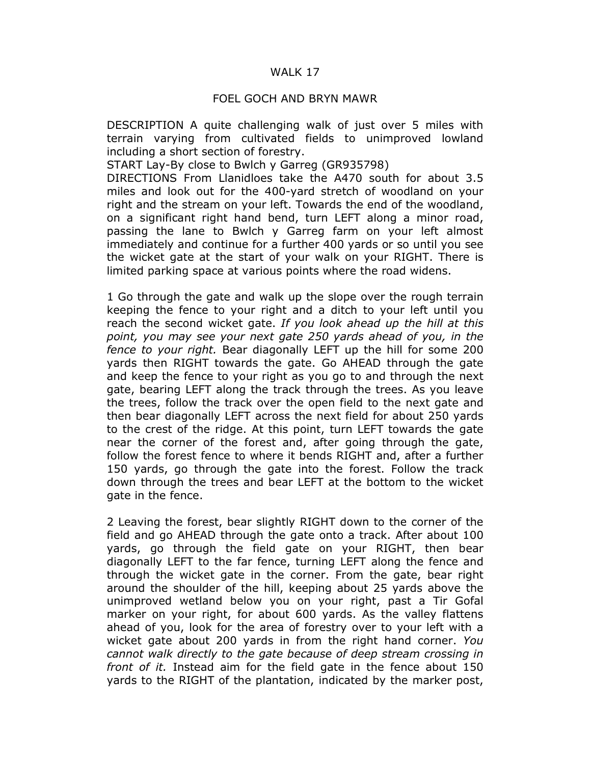# WALK 17

## FOEL GOCH AND BRYN MAWR

DESCRIPTION A quite challenging walk of just over 5 miles with terrain varying from cultivated fields to unimproved lowland including a short section of forestry.

START Lay-By close to Bwlch y Garreg (GR935798)

DIRECTIONS From Llanidloes take the A470 south for about 3.5 miles and look out for the 400-yard stretch of woodland on your right and the stream on your left. Towards the end of the woodland, on a significant right hand bend, turn LEFT along a minor road, passing the lane to Bwlch y Garreg farm on your left almost immediately and continue for a further 400 yards or so until you see the wicket gate at the start of your walk on your RIGHT. There is limited parking space at various points where the road widens.

1 Go through the gate and walk up the slope over the rough terrain keeping the fence to your right and a ditch to your left until you reach the second wicket gate. *If you look ahead up the hill at this point, you may see your next gate 250 yards ahead of you, in the fence to your right.* Bear diagonally LEFT up the hill for some 200 yards then RIGHT towards the gate. Go AHEAD through the gate and keep the fence to your right as you go to and through the next gate, bearing LEFT along the track through the trees. As you leave the trees, follow the track over the open field to the next gate and then bear diagonally LEFT across the next field for about 250 yards to the crest of the ridge. At this point, turn LEFT towards the gate near the corner of the forest and, after going through the gate, follow the forest fence to where it bends RIGHT and, after a further 150 yards, go through the gate into the forest. Follow the track down through the trees and bear LEFT at the bottom to the wicket gate in the fence.

2 Leaving the forest, bear slightly RIGHT down to the corner of the field and go AHEAD through the gate onto a track. After about 100 yards, go through the field gate on your RIGHT, then bear diagonally LEFT to the far fence, turning LEFT along the fence and through the wicket gate in the corner. From the gate, bear right around the shoulder of the hill, keeping about 25 yards above the unimproved wetland below you on your right, past a Tir Gofal marker on your right, for about 600 yards. As the valley flattens ahead of you, look for the area of forestry over to your left with a wicket gate about 200 yards in from the right hand corner. *You cannot walk directly to the gate because of deep stream crossing in front of it.* Instead aim for the field gate in the fence about 150 yards to the RIGHT of the plantation, indicated by the marker post,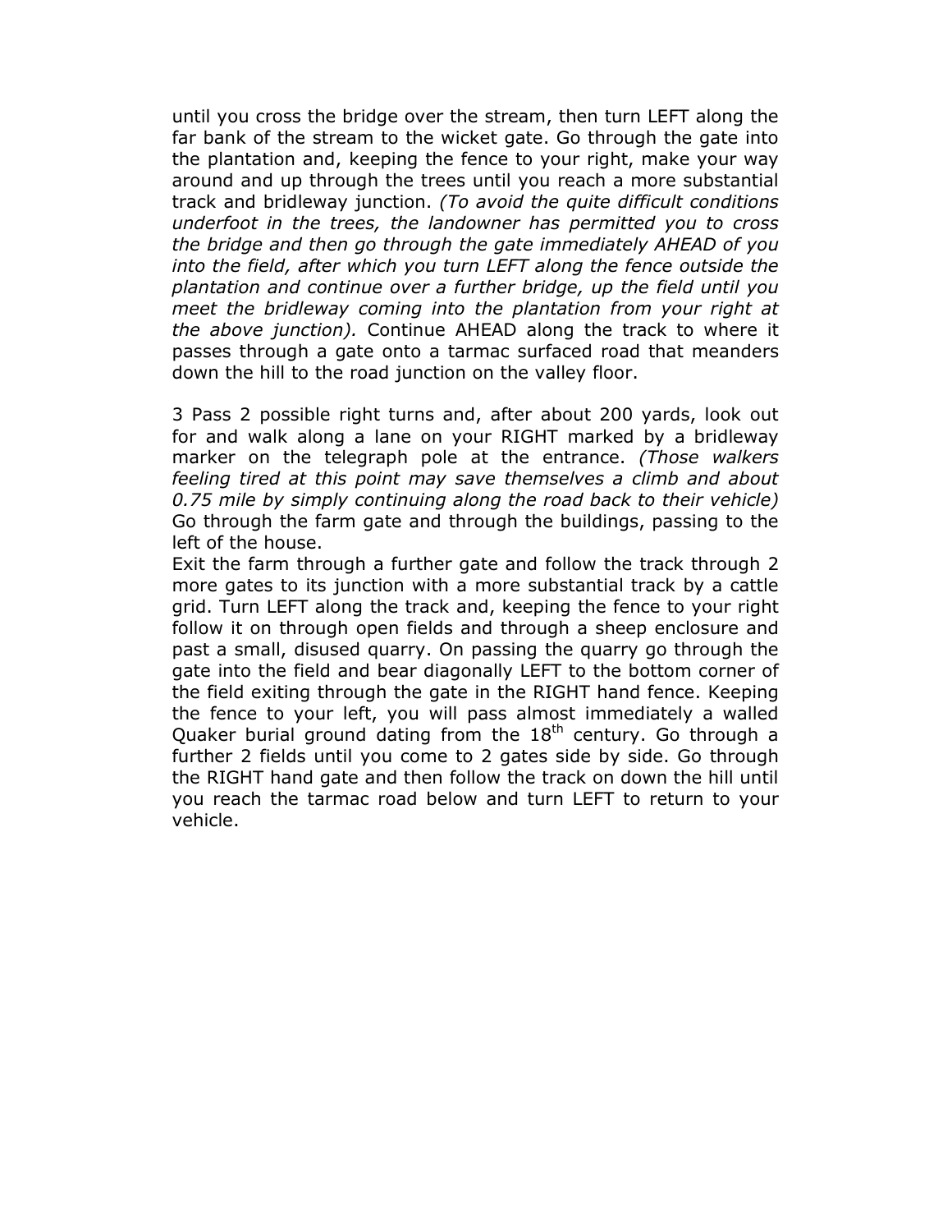until you cross the bridge over the stream, then turn LEFT along the far bank of the stream to the wicket gate. Go through the gate into the plantation and, keeping the fence to your right, make your way around and up through the trees until you reach a more substantial track and bridleway junction. *(To avoid the quite difficult conditions underfoot in the trees, the landowner has permitted you to cross the bridge and then go through the gate immediately AHEAD of you into the field, after which you turn LEFT along the fence outside the plantation and continue over a further bridge, up the field until you meet the bridleway coming into the plantation from your right at the above junction).* Continue AHEAD along the track to where it passes through a gate onto a tarmac surfaced road that meanders down the hill to the road junction on the valley floor.

3 Pass 2 possible right turns and, after about 200 yards, look out for and walk along a lane on your RIGHT marked by a bridleway marker on the telegraph pole at the entrance. *(Those walkers feeling tired at this point may save themselves a climb and about 0.75 mile by simply continuing along the road back to their vehicle)* Go through the farm gate and through the buildings, passing to the left of the house.

Exit the farm through a further gate and follow the track through 2 more gates to its junction with a more substantial track by a cattle grid. Turn LEFT along the track and, keeping the fence to your right follow it on through open fields and through a sheep enclosure and past a small, disused quarry. On passing the quarry go through the gate into the field and bear diagonally LEFT to the bottom corner of the field exiting through the gate in the RIGHT hand fence. Keeping the fence to your left, you will pass almost immediately a walled Quaker burial ground dating from the 18th century. Go through a further 2 fields until you come to 2 gates side by side. Go through the RIGHT hand gate and then follow the track on down the hill until you reach the tarmac road below and turn LEFT to return to your vehicle.